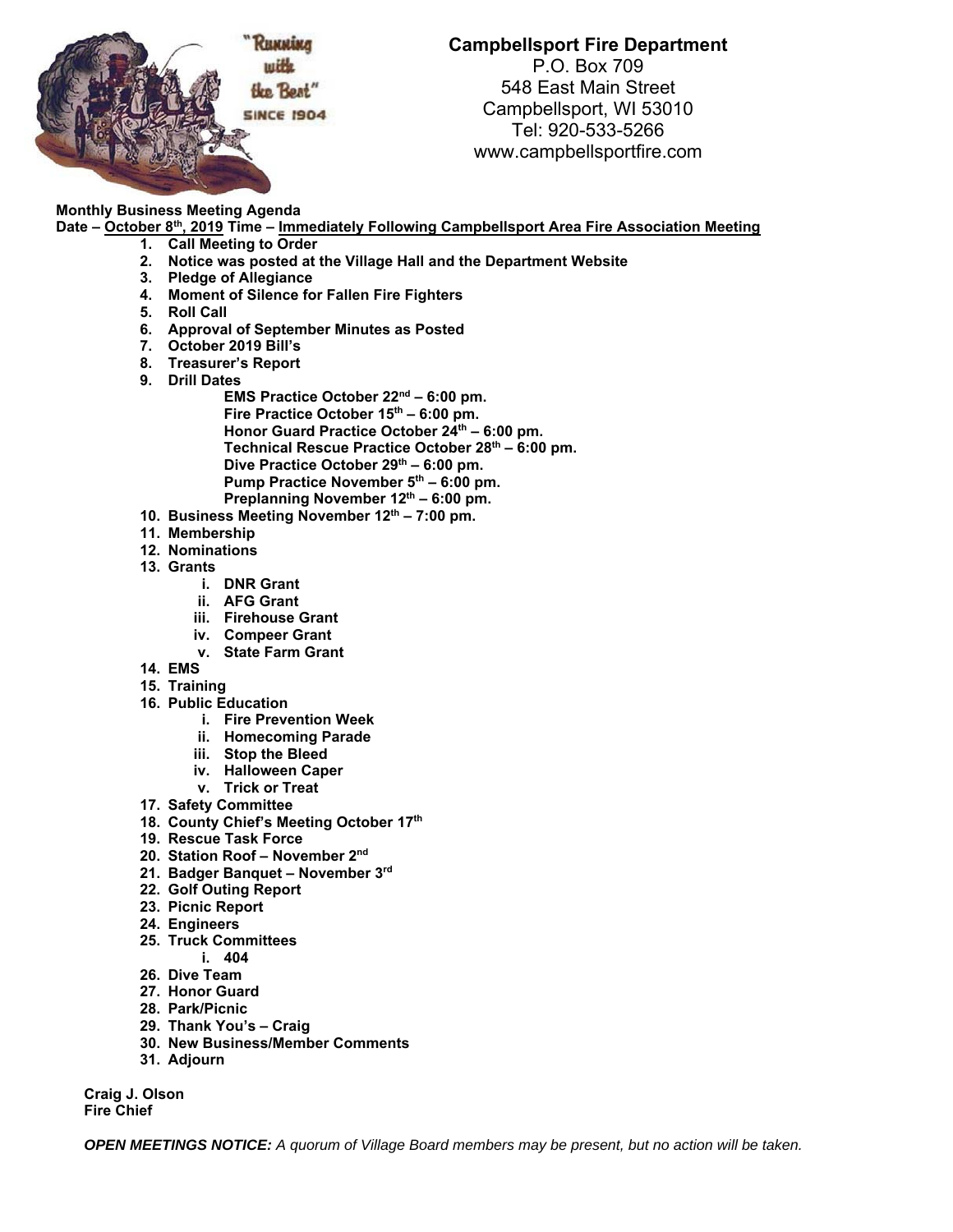"Running with the Best" SINCE 1904

**Campbellsport Fire Department**
P.O. Box 709
548 East Main Street
Campbellsport, WI 53010
Tel: 920-533-5266
www.campbellsportfire.com

**Monthly Business Meeting Agenda**
**Date – October 8th, 2019 Time – Immediately Following Campbellsport Area Fire Association Meeting**

1. **Call Meeting to Order**
2. **Notice was posted at the Village Hall and the Department Website**
3. **Pledge of Allegiance**
4. **Moment of Silence for Fallen Fire Fighters**
5. **Roll Call**
6. **Approval of September Minutes as Posted**
7. **October 2019 Bill's**
8. **Treasurer's Report**
9. **Drill Dates**
   - **EMS Practice October 22nd – 6:00 pm.**
   - **Fire Practice October 15th – 6:00 pm.**
   - **Honor Guard Practice October 24th – 6:00 pm.**
   - **Technical Rescue Practice October 28th – 6:00 pm.**
   - **Dive Practice October 29th – 6:00 pm.**
   - **Pump Practice November 5th – 6:00 pm.**
   - **Preplanning November 12th – 6:00 pm.**
10. **Business Meeting November 12th – 7:00 pm.**
11. **Membership**
12. **Nominations**
13. **Grants**
    1. **DNR Grant**
    2. **AFG Grant**
    3. **Firehouse Grant**
    4. **Compeer Grant**
    5. **State Farm Grant**
14. **EMS**
15. **Training**
16. **Public Education**
    1. **Fire Prevention Week**
    2. **Homecoming Parade**
    3. **Stop the Bleed**
    4. **Halloween Caper**
    5. **Trick or Treat**
17. **Safety Committee**
18. **County Chief's Meeting October 17th**
19. **Rescue Task Force**
20. **Station Roof – November 2nd**
21. **Badger Banquet – November 3rd**
22. **Golf Outing Report**
23. **Picnic Report**
24. **Engineers**
25. **Truck Committees**
    1. **404**
26. **Dive Team**
27. **Honor Guard**
28. **Park/Picnic**
29. **Thank You's – Craig**
30. **New Business/Member Comments**
31. **Adjourn**

**Craig J. Olson**
**Fire Chief**

***OPEN MEETINGS NOTICE:*** *A quorum of Village Board members may be present, but no action will be taken.*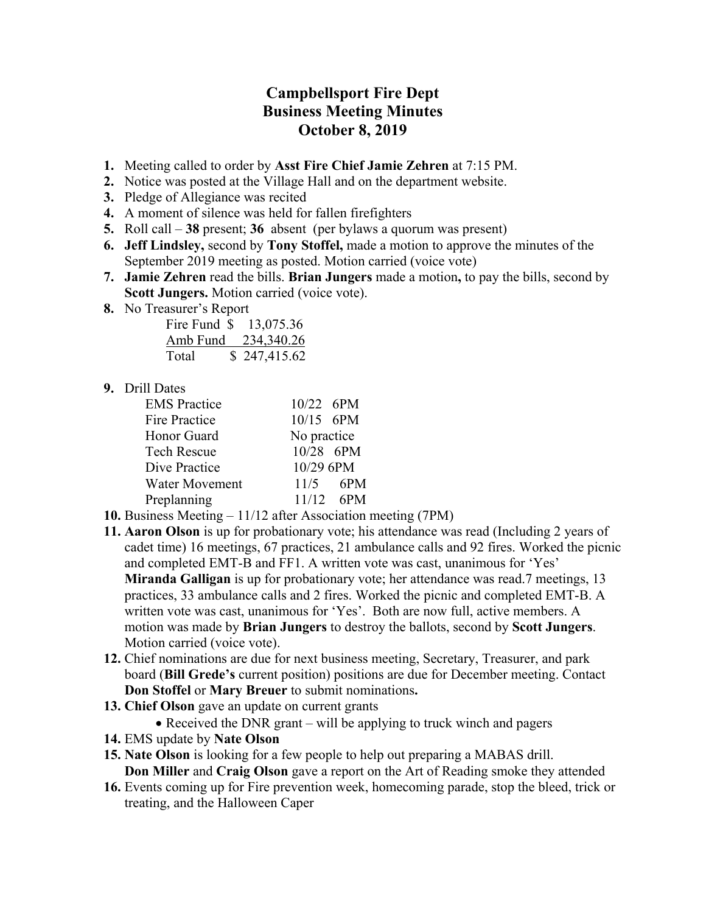# Campbellsport Fire Dept
# Business Meeting Minutes
# October 8, 2019

1. Meeting called to order by **Asst Fire Chief Jamie Zehren** at 7:15 PM.
2. Notice was posted at the Village Hall and on the department website.
3. Pledge of Allegiance was recited
4. A moment of silence was held for fallen firefighters
5. Roll call – **38** present; **36** absent (per bylaws a quorum was present)
6. **Jeff Lindsley,** second by **Tony Stoffel,** made a motion to approve the minutes of the September 2019 meeting as posted. Motion carried (voice vote)
7. **Jamie Zehren** read the bills. **Brian Jungers** made a motion**,** to pay the bills, second by **Scott Jungers.** Motion carried (voice vote).
8. No Treasurer's Report

| | |
|---|---|
| Fire Fund | $ 13,075.36 |
| Amb Fund | 234,340.26 |
| Total | $ 247,415.62 |

9. Drill Dates

| | |
|---|---|
| EMS Practice | 10/22 6PM |
| Fire Practice | 10/15 6PM |
| Honor Guard | No practice |
| Tech Rescue | 10/28 6PM |
| Dive Practice | 10/29 6PM |
| Water Movement | 11/5 6PM |
| Preplanning | 11/12 6PM |

10. Business Meeting – 11/12 after Association meeting (7PM)
11. **Aaron Olson** is up for probationary vote; his attendance was read (Including 2 years of cadet time) 16 meetings, 67 practices, 21 ambulance calls and 92 fires. Worked the picnic and completed EMT-B and FF1. A written vote was cast, unanimous for 'Yes'
    **Miranda Galligan** is up for probationary vote; her attendance was read.7 meetings, 13 practices, 33 ambulance calls and 2 fires. Worked the picnic and completed EMT-B. A written vote was cast, unanimous for 'Yes'. Both are now full, active members. A motion was made by **Brian Jungers** to destroy the ballots, second by **Scott Jungers**. Motion carried (voice vote).
12. Chief nominations are due for next business meeting, Secretary, Treasurer, and park board (**Bill Grede's** current position) positions are due for December meeting. Contact **Don Stoffel** or **Mary Breuer** to submit nominations**.**
13. **Chief Olson** gave an update on current grants
    - Received the DNR grant – will be applying to truck winch and pagers
14. EMS update by **Nate Olson**
15. **Nate Olson** is looking for a few people to help out preparing a MABAS drill.
    **Don Miller** and **Craig Olson** gave a report on the Art of Reading smoke they attended
16. Events coming up for Fire prevention week, homecoming parade, stop the bleed, trick or treating, and the Halloween Caper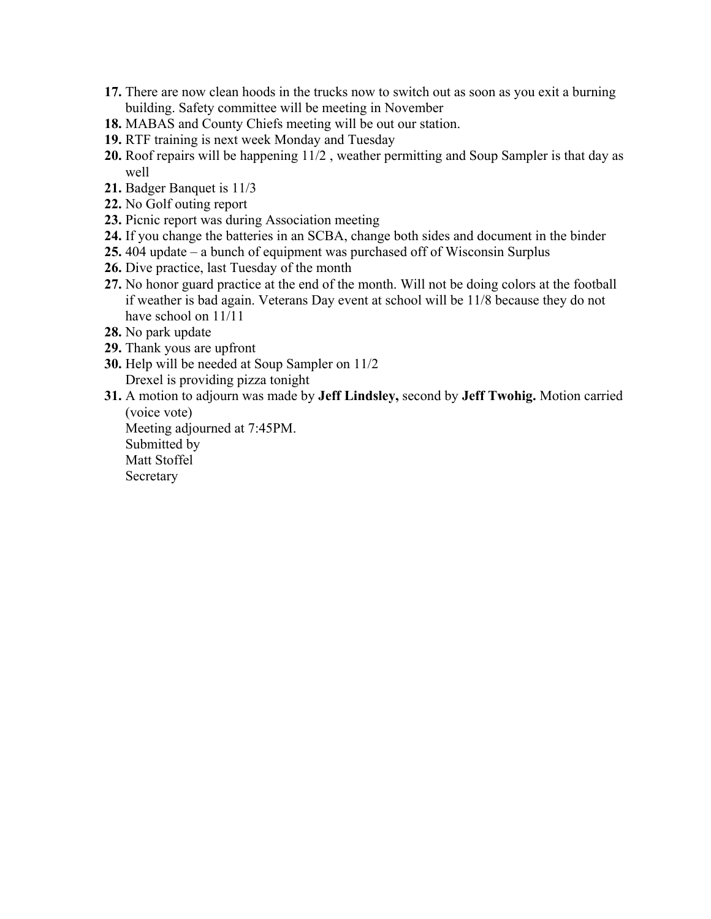17. There are now clean hoods in the trucks now to switch out as soon as you exit a burning building. Safety committee will be meeting in November
18. MABAS and County Chiefs meeting will be out our station.
19. RTF training is next week Monday and Tuesday
20. Roof repairs will be happening 11/2 , weather permitting and Soup Sampler is that day as well
21. Badger Banquet is 11/3
22. No Golf outing report
23. Picnic report was during Association meeting
24. If you change the batteries in an SCBA, change both sides and document in the binder
25. 404 update – a bunch of equipment was purchased off of Wisconsin Surplus
26. Dive practice, last Tuesday of the month
27. No honor guard practice at the end of the month. Will not be doing colors at the football if weather is bad again. Veterans Day event at school will be 11/8 because they do not have school on 11/11
28. No park update
29. Thank yous are upfront
30. Help will be needed at Soup Sampler on 11/2
    Drexel is providing pizza tonight
31. A motion to adjourn was made by **Jeff Lindsley,** second by **Jeff Twohig.** Motion carried (voice vote)
    Meeting adjourned at 7:45PM.
    Submitted by
    Matt Stoffel
    Secretary